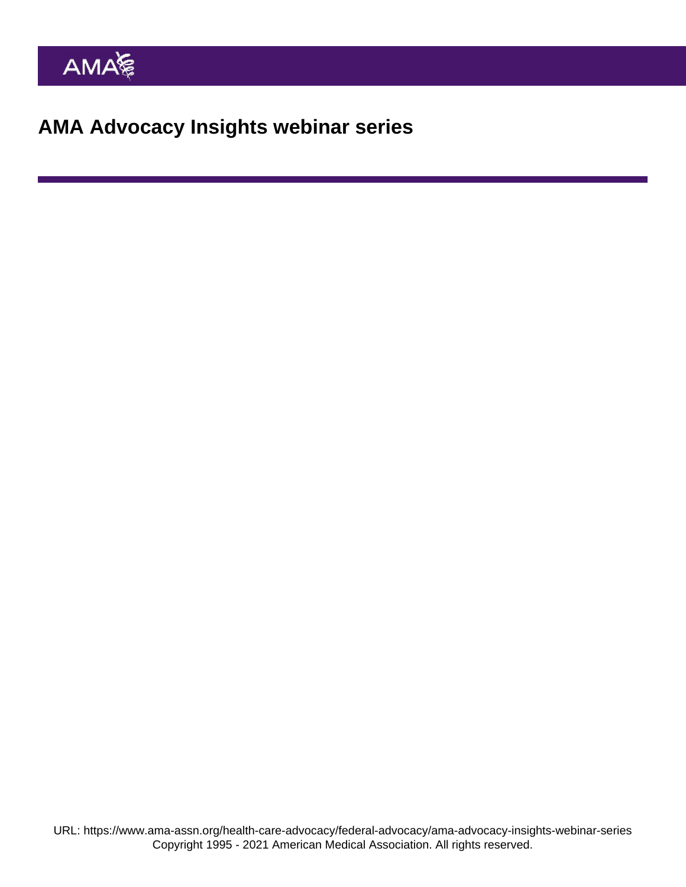# AMA Advocacy Insights webinar series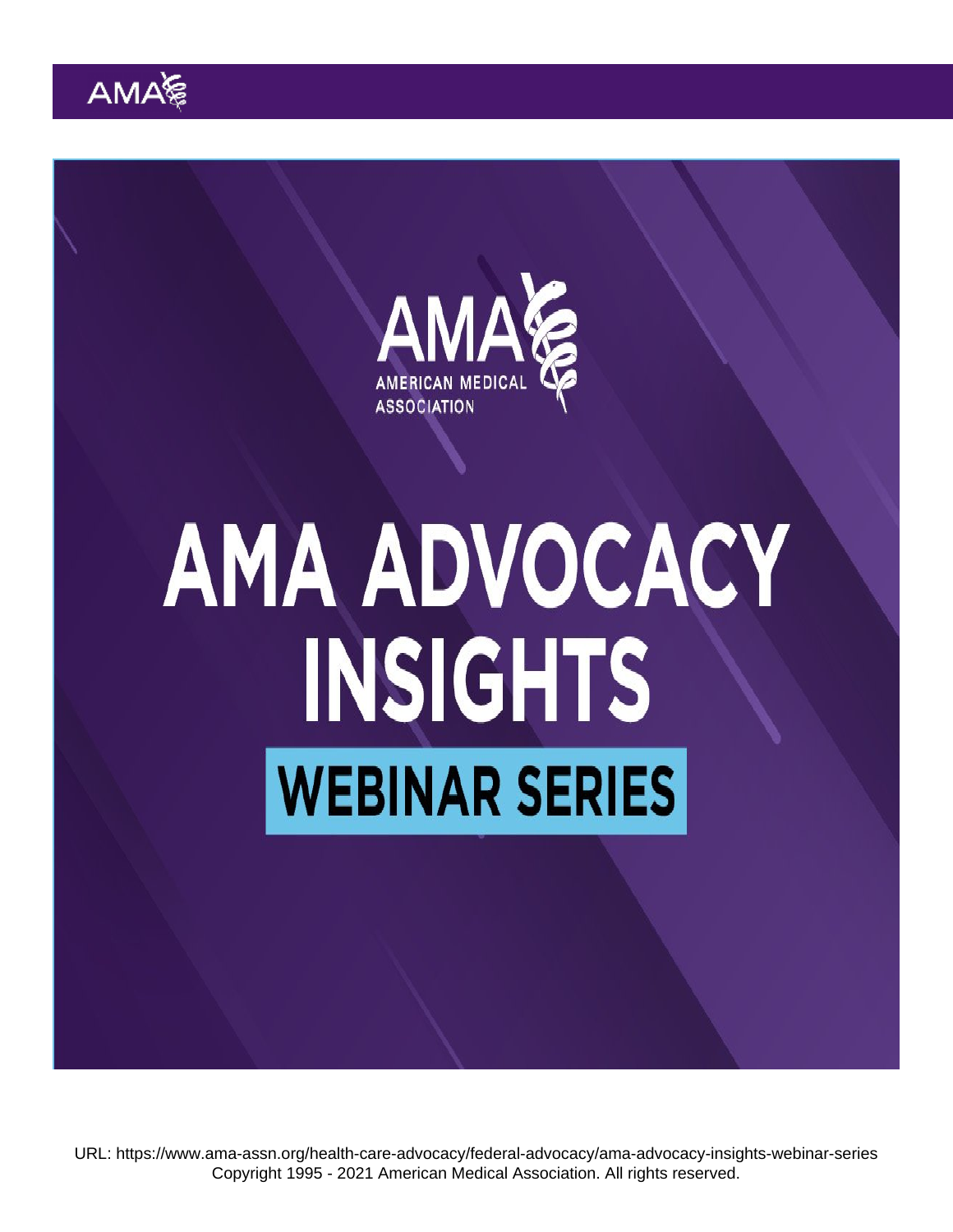AMA

AMERICAN MEDICAL ASSOCIATION

# AMA ADVOCACY INSIGHTS

## WEBINAR SERIES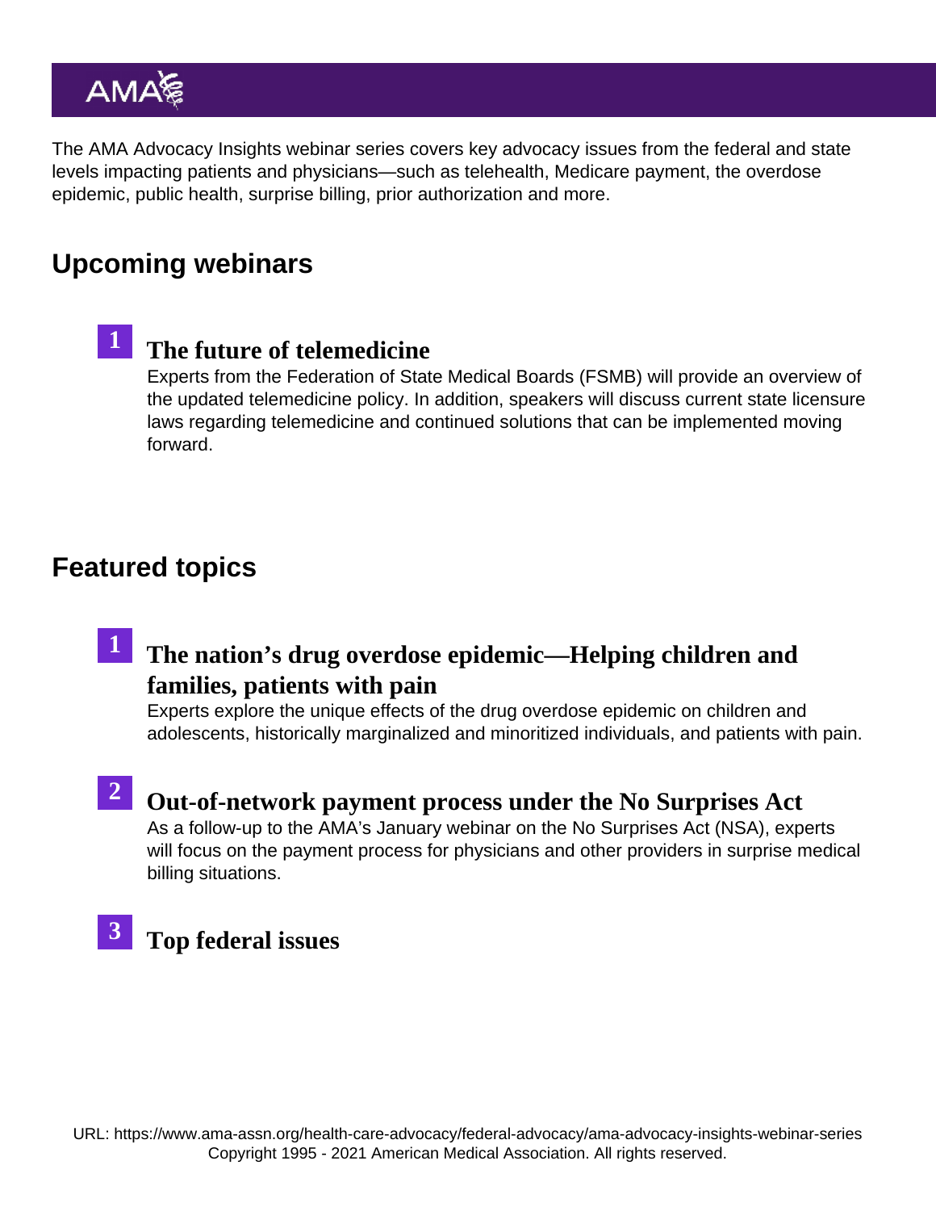The AMA Advocacy Insights webinar series covers key advocacy issues from the federal and state levels impacting patients and physicians—such as telehealth, Medicare payment, the overdose epidemic, public health, surprise billing, prior authorization and more.

## Upcoming webinars

1. ### The future of telemedicine

   Experts from the Federation of State Medical Boards (FSMB) will provide an overview of the updated telemedicine policy. In addition, speakers will discuss current state licensure laws regarding telemedicine and continued solutions that can be implemented moving forward.

## Featured topics

1. ### The nation's drug overdose epidemic—Helping children and families, patients with pain

   Experts explore the unique effects of the drug overdose epidemic on children and adolescents, historically marginalized and minoritized individuals, and patients with pain.

2. ### Out-of-network payment process under the No Surprises Act

   As a follow-up to the AMA's January webinar on the No Surprises Act (NSA), experts will focus on the payment process for physicians and other providers in surprise medical billing situations.

3. ### Top federal issues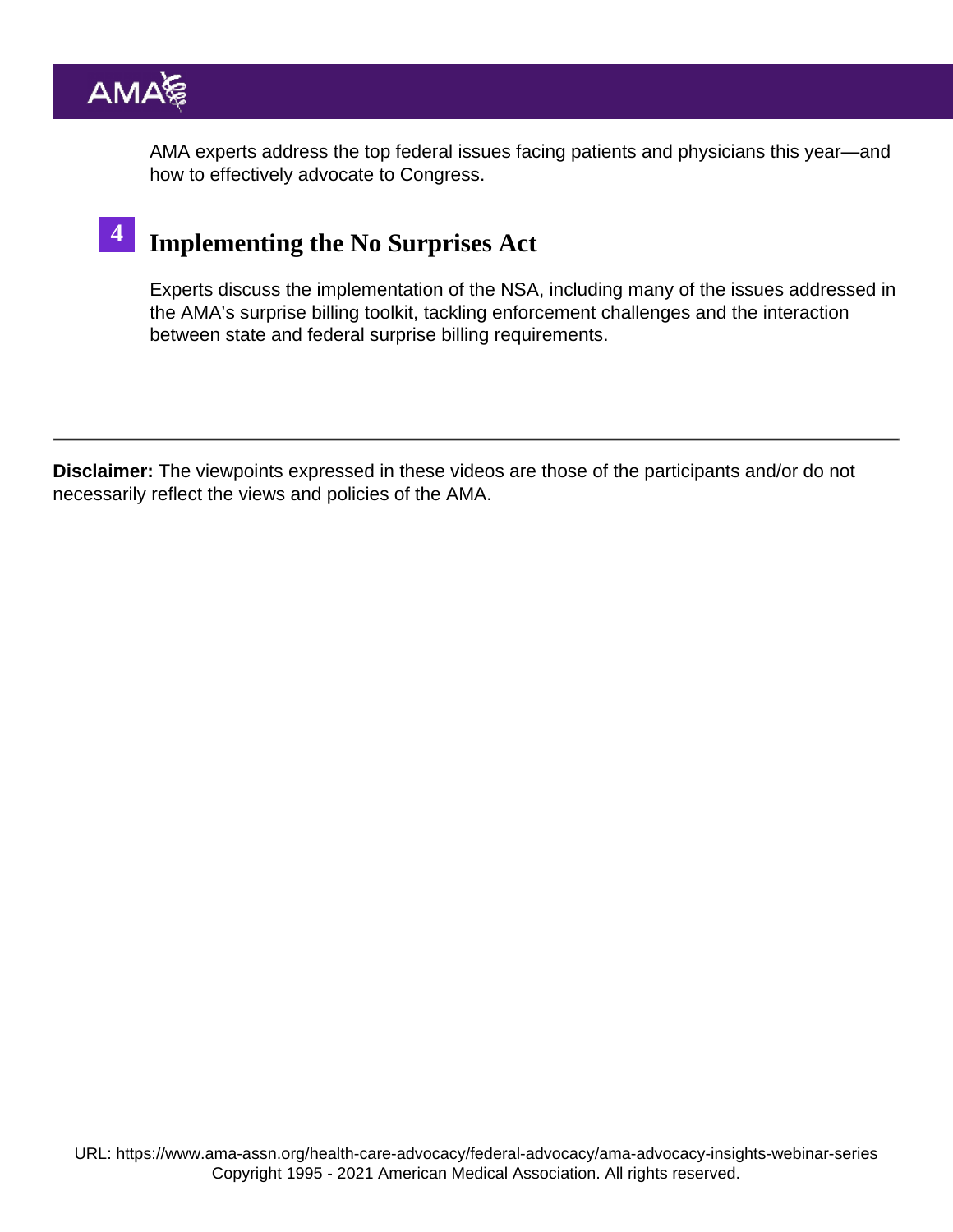AMA experts address the top federal issues facing patients and physicians this year—and how to effectively advocate to Congress.

## 4 Implementing the No Surprises Act

Experts discuss the implementation of the NSA, including many of the issues addressed in the AMA's surprise billing toolkit, tackling enforcement challenges and the interaction between state and federal surprise billing requirements.

---

**Disclaimer:** The viewpoints expressed in these videos are those of the participants and/or do not necessarily reflect the views and policies of the AMA.